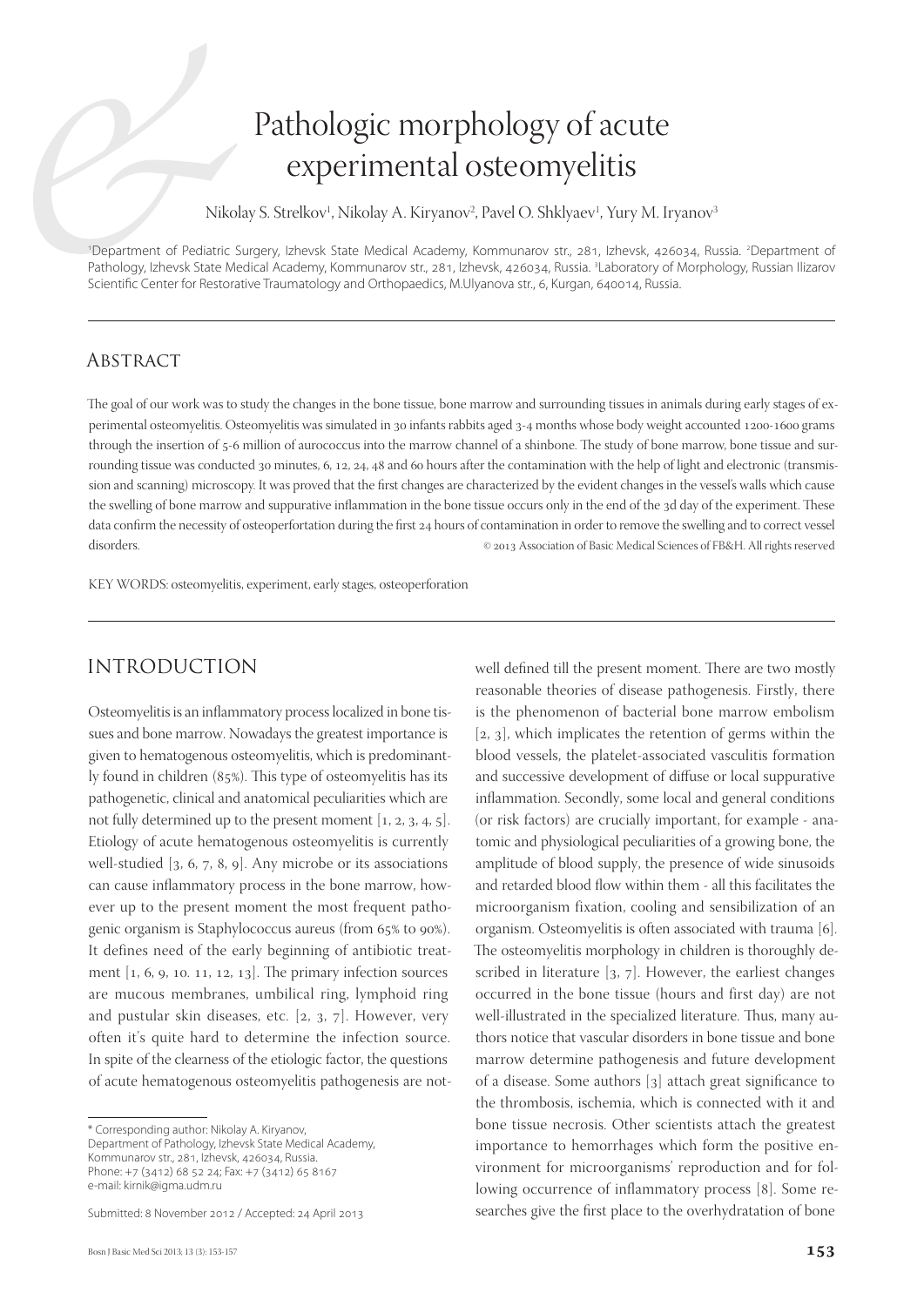# Pathologic morphology of acute experimental osteomyelitis

Nikolay S. Strelkov[1], Nikolay A. Kiryanov[2], Pavel O. Shklyaev[1], Yury M. Iryanov[3]

[1]Department of Pediatric Surgery, Izhevsk State Medical Academy, Kommunarov str., 281, Izhevsk, 426034, Russia. [2]Department of Pathology, Izhevsk State Medical Academy, Kommunarov str., 281, Izhevsk, 426034, Russia. [3]Laboratory of Morphology, Russian Ilizarov Scientific Center for Restorative Traumatology and Orthopaedics, M.Ulyanova str., 6, Kurgan, 640014, Russia.

## Abstract

The goal of our work was to study the changes in the bone tissue, bone marrow and surrounding tissues in animals during early stages of experimental osteomyelitis. Osteomyelitis was simulated in 30 infants rabbits aged 3-4 months whose body weight accounted 1200-1600 grams through the insertion of 5-6 million of aurococcus into the marrow channel of a shinbone. The study of bone marrow, bone tissue and surrounding tissue was conducted 30 minutes, 6, 12, 24, 48 and 60 hours after the contamination with the help of light and electronic (transmission and scanning) microscopy. It was proved that the first changes are characterized by the evident changes in the vessel's walls which cause the swelling of bone marrow and suppurative inflammation in the bone tissue occurs only in the end of the 3d day of the experiment. These data confirm the necessity of osteoperfortation during the first 24 hours of contamination in order to remove the swelling and to correct vessel disorders.

© 2013 Association of Basic Medical Sciences of FB&H. All rights reserved

KEY WORDS: osteomyelitis, experiment, early stages, osteoperforation

## INTRODUCTION

Osteomyelitis is an inflammatory process localized in bone tissues and bone marrow. Nowadays the greatest importance is given to hematogenous osteomyelitis, which is predominantly found in children (85%). This type of osteomyelitis has its pathogenetic, clinical and anatomical peculiarities which are not fully determined up to the present moment [1, 2, 3, 4, 5]. Etiology of acute hematogenous osteomyelitis is currently well-studied [3, 6, 7, 8, 9]. Any microbe or its associations can cause inflammatory process in the bone marrow, however up to the present moment the most frequent pathogenic organism is Staphylococcus aureus (from 65% to 90%). It defines need of the early beginning of antibiotic treatment [1, 6, 9, 10. 11, 12, 13]. The primary infection sources are mucous membranes, umbilical ring, lymphoid ring and pustular skin diseases, etc. [2, 3, 7]. However, very often it's quite hard to determine the infection source. In spite of the clearness of the etiologic factor, the questions of acute hematogenous osteomyelitis pathogenesis are not-well defined till the present moment. There are two mostly reasonable theories of disease pathogenesis. Firstly, there is the phenomenon of bacterial bone marrow embolism [2, 3], which implicates the retention of germs within the blood vessels, the platelet-associated vasculitis formation and successive development of diffuse or local suppurative inflammation. Secondly, some local and general conditions (or risk factors) are crucially important, for example - anatomic and physiological peculiarities of a growing bone, the amplitude of blood supply, the presence of wide sinusoids and retarded blood flow within them - all this facilitates the microorganism fixation, cooling and sensibilization of an organism. Osteomyelitis is often associated with trauma [6]. The osteomyelitis morphology in children is thoroughly described in literature [3, 7]. However, the earliest changes occurred in the bone tissue (hours and first day) are not well-illustrated in the specialized literature. Thus, many authors notice that vascular disorders in bone tissue and bone marrow determine pathogenesis and future development of a disease. Some authors [3] attach great significance to the thrombosis, ischemia, which is connected with it and bone tissue necrosis. Other scientists attach the greatest importance to hemorrhages which form the positive environment for microorganisms' reproduction and for following occurrence of inflammatory process [8]. Some researches give the first place to the overhydratation of bone

\* Corresponding author: Nikolay A. Kiryanov,
Department of Pathology, Izhevsk State Medical Academy,
Kommunarov str., 281, Izhevsk, 426034, Russia.
Phone: +7 (3412) 68 52 24; Fax: +7 (3412) 65 8167
e-mail: kirnik@igma.udm.ru

Submitted: 8 November 2012 / Accepted: 24 April 2013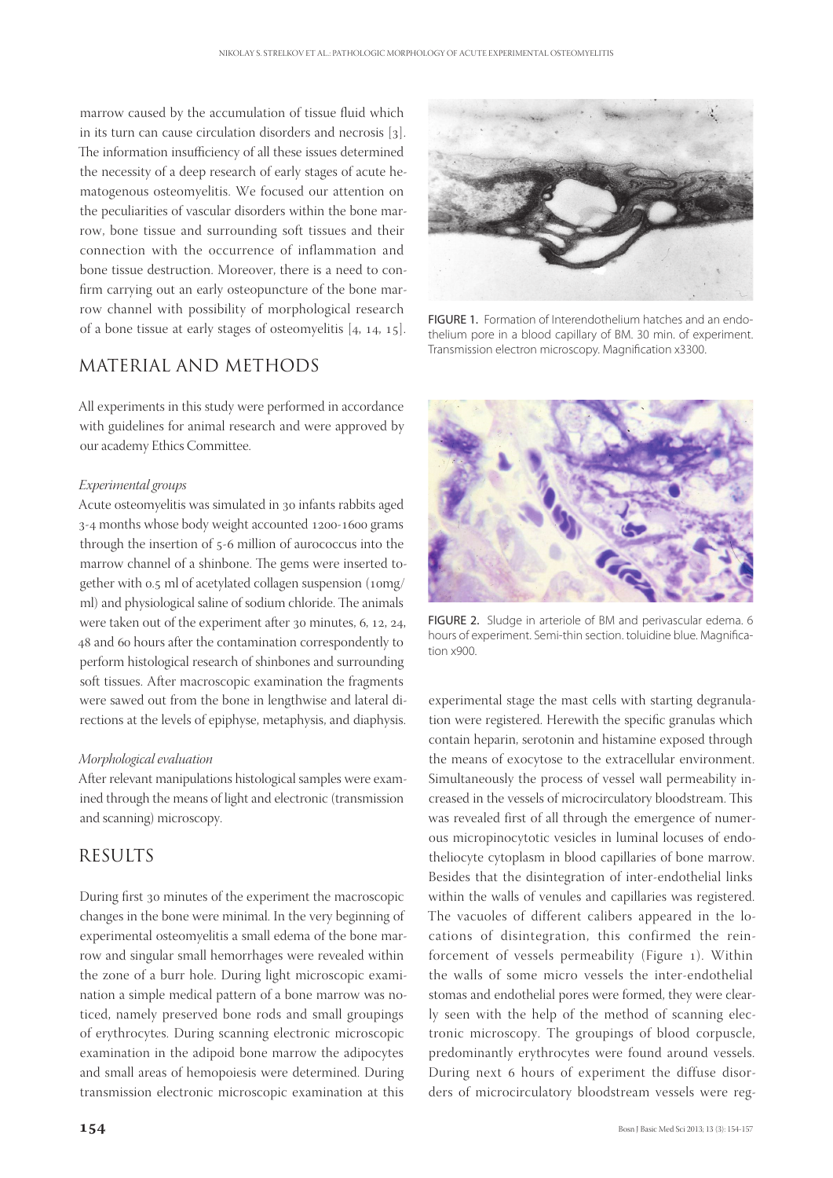marrow caused by the accumulation of tissue fluid which in its turn can cause circulation disorders and necrosis [3]. The information insufficiency of all these issues determined the necessity of a deep research of early stages of acute hematogenous osteomyelitis. We focused our attention on the peculiarities of vascular disorders within the bone marrow, bone tissue and surrounding soft tissues and their connection with the occurrence of inflammation and bone tissue destruction. Moreover, there is a need to confirm carrying out an early osteopuncture of the bone marrow channel with possibility of morphological research of a bone tissue at early stages of osteomyelitis [4, 14, 15].

## MATERIAL AND METHODS

All experiments in this study were performed in accordance with guidelines for animal research and were approved by our academy Ethics Committee.

*Experimental groups*

Acute osteomyelitis was simulated in 30 infants rabbits aged 3-4 months whose body weight accounted 1200-1600 grams through the insertion of 5-6 million of aurococcus into the marrow channel of a shinbone. The gems were inserted together with 0.5 ml of acetylated collagen suspension (10mg/ml) and physiological saline of sodium chloride. The animals were taken out of the experiment after 30 minutes, 6, 12, 24, 48 and 60 hours after the contamination correspondently to perform histological research of shinbones and surrounding soft tissues. After macroscopic examination the fragments were sawed out from the bone in lengthwise and lateral directions at the levels of epiphyse, metaphysis, and diaphysis.

*Morphological evaluation*

After relevant manipulations histological samples were examined through the means of light and electronic (transmission and scanning) microscopy.

## RESULTS

During first 30 minutes of the experiment the macroscopic changes in the bone were minimal. In the very beginning of experimental osteomyelitis a small edema of the bone marrow and singular small hemorrhages were revealed within the zone of a burr hole. During light microscopic examination a simple medical pattern of a bone marrow was noticed, namely preserved bone rods and small groupings of erythrocytes. During scanning electronic microscopic examination in the adipoid bone marrow the adipocytes and small areas of hemopoiesis were determined. During transmission electronic microscopic examination at this experimental stage the mast cells with starting degranulation were registered. Herewith the specific granulas which contain heparin, serotonin and histamine exposed through the means of exocytose to the extracellular environment. Simultaneously the process of vessel wall permeability increased in the vessels of microcirculatory bloodstream. This was revealed first of all through the emergence of numerous micropinocytotic vesicles in luminal locuses of endotheliocyte cytoplasm in blood capillaries of bone marrow. Besides that the disintegration of inter-endothelial links within the walls of venules and capillaries was registered. The vacuoles of different calibers appeared in the locations of disintegration, this confirmed the reinforcement of vessels permeability (Figure 1). Within the walls of some micro vessels the inter-endothelial stomas and endothelial pores were formed, they were clearly seen with the help of the method of scanning electronic microscopy. The groupings of blood corpuscle, predominantly erythrocytes were found around vessels. During next 6 hours of experiment the diffuse disorders of microcirculatory bloodstream vessels were reg-

FIGURE 1. Formation of Interendothelium hatches and an endothelium pore in a blood capillary of BM. 30 min. of experiment. Transmission electron microscopy. Magnification x3300.

FIGURE 2. Sludge in arteriole of BM and perivascular edema. 6 hours of experiment. Semi-thin section. toluidine blue. Magnification x900.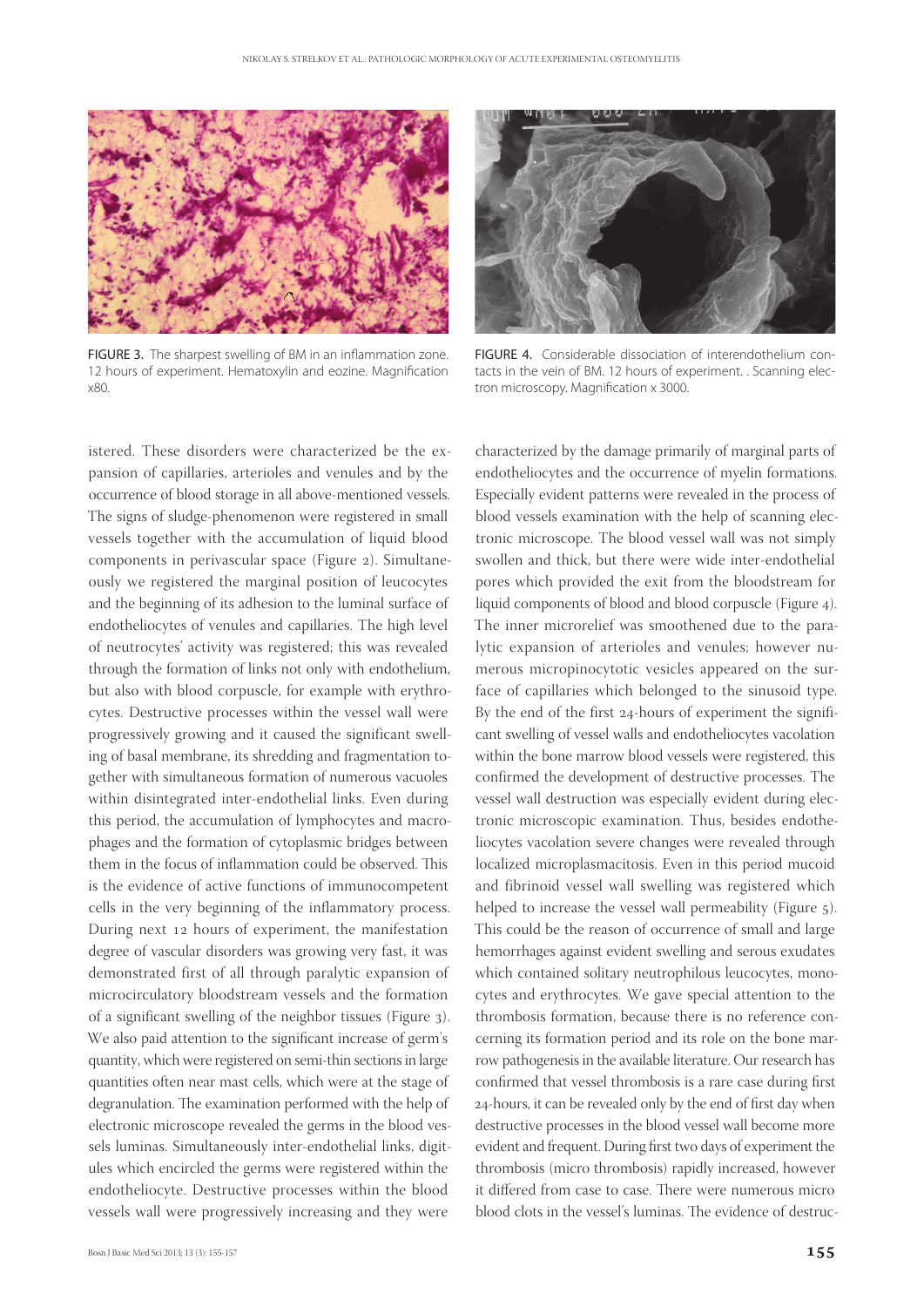FIGURE 3. The sharpest swelling of BM in an inflammation zone. 12 hours of experiment. Hematoxylin and eozine. Magnification x80.

FIGURE 4. Considerable dissociation of interendothelium contacts in the vein of BM. 12 hours of experiment. . Scanning electron microscopy. Magnification x 3000.

istered. These disorders were characterized be the expansion of capillaries, arterioles and venules and by the occurrence of blood storage in all above-mentioned vessels. The signs of sludge-phenomenon were registered in small vessels together with the accumulation of liquid blood components in perivascular space (Figure 2). Simultaneously we registered the marginal position of leucocytes and the beginning of its adhesion to the luminal surface of endotheliocytes of venules and capillaries. The high level of neutrocytes' activity was registered; this was revealed through the formation of links not only with endothelium, but also with blood corpuscle, for example with erythrocytes. Destructive processes within the vessel wall were progressively growing and it caused the significant swelling of basal membrane, its shredding and fragmentation together with simultaneous formation of numerous vacuoles within disintegrated inter-endothelial links. Even during this period, the accumulation of lymphocytes and macrophages and the formation of cytoplasmic bridges between them in the focus of inflammation could be observed. This is the evidence of active functions of immunocompetent cells in the very beginning of the inflammatory process. During next 12 hours of experiment, the manifestation degree of vascular disorders was growing very fast, it was demonstrated first of all through paralytic expansion of microcirculatory bloodstream vessels and the formation of a significant swelling of the neighbor tissues (Figure 3). We also paid attention to the significant increase of germ's quantity, which were registered on semi-thin sections in large quantities often near mast cells, which were at the stage of degranulation. The examination performed with the help of electronic microscope revealed the germs in the blood vessels luminas. Simultaneously inter-endothelial links, digitules which encircled the germs were registered within the endotheliocyte. Destructive processes within the blood vessels wall were progressively increasing and they were characterized by the damage primarily of marginal parts of endotheliocytes and the occurrence of myelin formations. Especially evident patterns were revealed in the process of blood vessels examination with the help of scanning electronic microscope. The blood vessel wall was not simply swollen and thick, but there were wide inter-endothelial pores which provided the exit from the bloodstream for liquid components of blood and blood corpuscle (Figure 4). The inner microrelief was smoothened due to the paralytic expansion of arterioles and venules; however numerous micropinocytotic vesicles appeared on the surface of capillaries which belonged to the sinusoid type. By the end of the first 24-hours of experiment the significant swelling of vessel walls and endotheliocytes vacolation within the bone marrow blood vessels were registered, this confirmed the development of destructive processes. The vessel wall destruction was especially evident during electronic microscopic examination. Thus, besides endotheliocytes vacolation severe changes were revealed through localized microplasmacitosis. Even in this period mucoid and fibrinoid vessel wall swelling was registered which helped to increase the vessel wall permeability (Figure 5). This could be the reason of occurrence of small and large hemorrhages against evident swelling and serous exudates which contained solitary neutrophilous leucocytes, monocytes and erythrocytes. We gave special attention to the thrombosis formation, because there is no reference concerning its formation period and its role on the bone marrow pathogenesis in the available literature. Our research has confirmed that vessel thrombosis is a rare case during first 24-hours, it can be revealed only by the end of first day when destructive processes in the blood vessel wall become more evident and frequent. During first two days of experiment the thrombosis (micro thrombosis) rapidly increased, however it differed from case to case. There were numerous micro blood clots in the vessel's luminas. The evidence of destruc-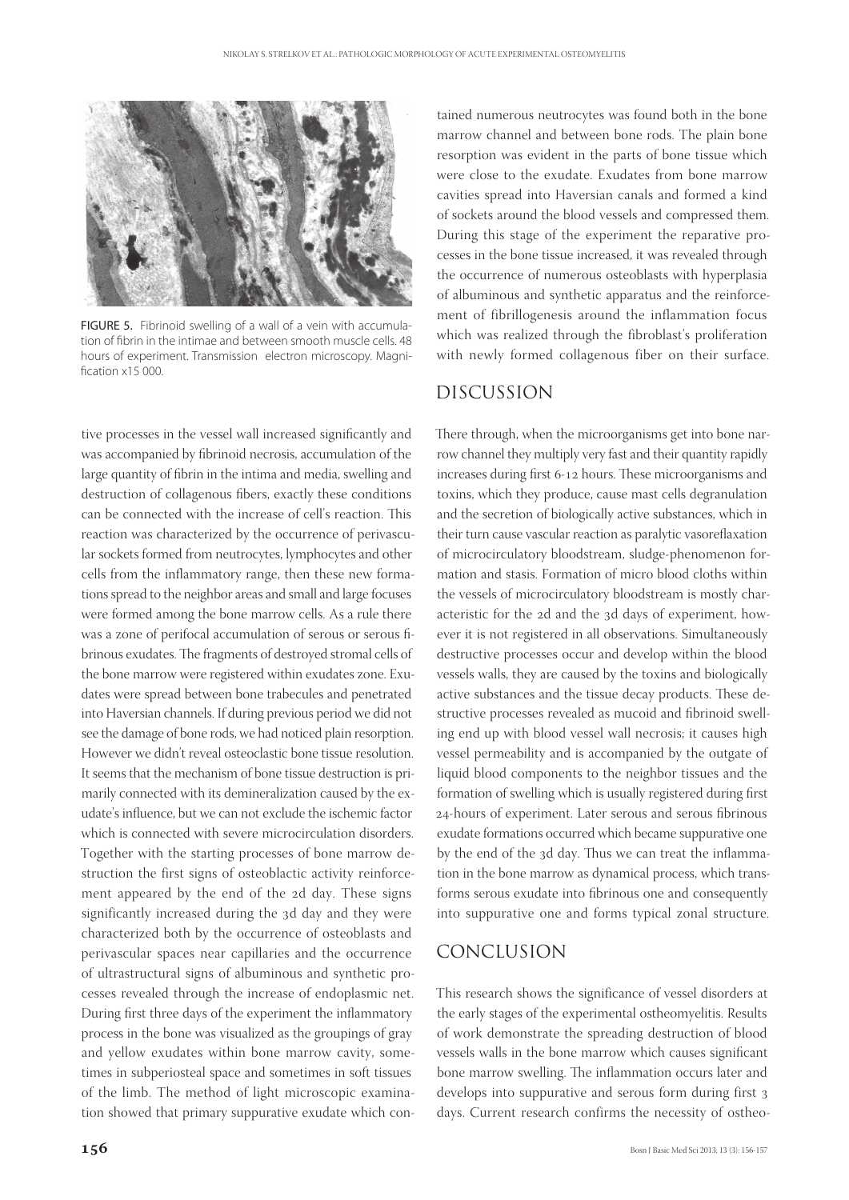FIGURE 5. Fibrinoid swelling of a wall of a vein with accumulation of fibrin in the intimae and between smooth muscle cells. 48 hours of experiment. Transmission electron microscopy. Magnification x15 000.

tive processes in the vessel wall increased significantly and was accompanied by fibrinoid necrosis, accumulation of the large quantity of fibrin in the intima and media, swelling and destruction of collagenous fibers, exactly these conditions can be connected with the increase of cell's reaction. This reaction was characterized by the occurrence of perivascular sockets formed from neutrocytes, lymphocytes and other cells from the inflammatory range, then these new formations spread to the neighbor areas and small and large focuses were formed among the bone marrow cells. As a rule there was a zone of perifocal accumulation of serous or serous fibrinous exudates. The fragments of destroyed stromal cells of the bone marrow were registered within exudates zone. Exudates were spread between bone trabecules and penetrated into Haversian channels. If during previous period we did not see the damage of bone rods, we had noticed plain resorption. However we didn't reveal osteoclastic bone tissue resolution. It seems that the mechanism of bone tissue destruction is primarily connected with its demineralization caused by the exudate's influence, but we can not exclude the ischemic factor which is connected with severe microcirculation disorders. Together with the starting processes of bone marrow destruction the first signs of osteoblactic activity reinforcement appeared by the end of the 2d day. These signs significantly increased during the 3d day and they were characterized both by the occurrence of osteoblasts and perivascular spaces near capillaries and the occurrence of ultrastructural signs of albuminous and synthetic processes revealed through the increase of endoplasmic net. During first three days of the experiment the inflammatory process in the bone was visualized as the groupings of gray and yellow exudates within bone marrow cavity, sometimes in subperiosteal space and sometimes in soft tissues of the limb. The method of light microscopic examination showed that primary suppurative exudate which contained numerous neutrocytes was found both in the bone marrow channel and between bone rods. The plain bone resorption was evident in the parts of bone tissue which were close to the exudate. Exudates from bone marrow cavities spread into Haversian canals and formed a kind of sockets around the blood vessels and compressed them. During this stage of the experiment the reparative processes in the bone tissue increased, it was revealed through the occurrence of numerous osteoblasts with hyperplasia of albuminous and synthetic apparatus and the reinforcement of fibrillogenesis around the inflammation focus which was realized through the fibroblast's proliferation with newly formed collagenous fiber on their surface.

## DISCUSSION

There through, when the microorganisms get into bone narrow channel they multiply very fast and their quantity rapidly increases during first 6-12 hours. These microorganisms and toxins, which they produce, cause mast cells degranulation and the secretion of biologically active substances, which in their turn cause vascular reaction as paralytic vasoreflaxation of microcirculatory bloodstream, sludge-phenomenon formation and stasis. Formation of micro blood cloths within the vessels of microcirculatory bloodstream is mostly characteristic for the 2d and the 3d days of experiment, however it is not registered in all observations. Simultaneously destructive processes occur and develop within the blood vessels walls, they are caused by the toxins and biologically active substances and the tissue decay products. These destructive processes revealed as mucoid and fibrinoid swelling end up with blood vessel wall necrosis; it causes high vessel permeability and is accompanied by the outgate of liquid blood components to the neighbor tissues and the formation of swelling which is usually registered during first 24-hours of experiment. Later serous and serous fibrinous exudate formations occurred which became suppurative one by the end of the 3d day. Thus we can treat the inflammation in the bone marrow as dynamical process, which transforms serous exudate into fibrinous one and consequently into suppurative one and forms typical zonal structure.

## CONCLUSION

This research shows the significance of vessel disorders at the early stages of the experimental ostheomyelitis. Results of work demonstrate the spreading destruction of blood vessels walls in the bone marrow which causes significant bone marrow swelling. The inflammation occurs later and develops into suppurative and serous form during first 3 days. Current research confirms the necessity of ostheo-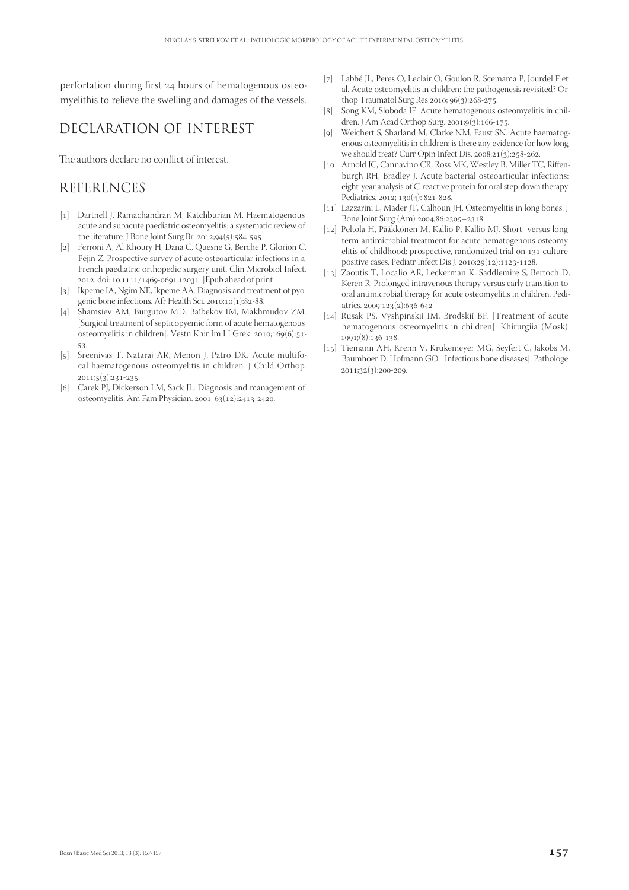perfortation during first 24 hours of hematogenous osteomyelithis to relieve the swelling and damages of the vessels.

## DECLARATION OF INTEREST

The authors declare no conflict of interest.

## REFERENCES

[1] Dartnell J, Ramachandran M, Katchburian M. Haematogenous acute and subacute paediatric osteomyelitis: a systematic review of the literature. J Bone Joint Surg Br. 2012;94(5):584-595.

[2] Ferroni A, Al Khoury H, Dana C, Quesne G, Berche P, Glorion C, Péjin Z. Prospective survey of acute osteoarticular infections in a French paediatric orthopedic surgery unit. Clin Microbiol Infect. 2012. doi: 10.1111/1469-0691.12031. [Epub ahead of print]

[3] Ikpeme IA, Ngim NE, Ikpeme AA. Diagnosis and treatment of pyogenic bone infections. Afr Health Sci. 2010;10(1):82-88.

[4] Shamsiev AM, Burgutov MD, Baibekov IM, Makhmudov ZM. [Surgical treatment of septicopyemic form of acute hematogenous osteomyelitis in children]. Vestn Khir Im I I Grek. 2010;169(6):51-53.

[5] Sreenivas T, Nataraj AR, Menon J, Patro DK. Acute multifocal haematogenous osteomyelitis in children. J Child Orthop. 2011;5(3):231-235.

[6] Carek PJ, Dickerson LM, Sack JL. Diagnosis and management of osteomyelitis. Am Fam Physician. 2001; 63(12):2413-2420.

[7] Labbé JL, Peres O, Leclair O, Goulon R, Scemama P, Jourdel F et al. Acute osteomyelitis in children: the pathogenesis revisited? Orthop Traumatol Surg Res 2010; 96(3):268-275.

[8] Song KM, Sloboda JF. Acute hematogenous osteomyelitis in children. J Am Acad Orthop Surg. 2001;9(3):166-175.

[9] Weichert S, Sharland M, Clarke NM, Faust SN. Acute haematogenous osteomyelitis in children: is there any evidence for how long we should treat? Curr Opin Infect Dis. 2008;21(3):258-262.

[10] Arnold JC, Cannavino CR, Ross MK, Westley B, Miller TC, Riffenburgh RH, Bradley J. Acute bacterial osteoarticular infections: eight-year analysis of C-reactive protein for oral step-down therapy. Pediatrics. 2012; 130(4): 821-828.

[11] Lazzarini L, Mader JT, Calhoun JH. Osteomyelitis in long bones. J Bone Joint Surg (Am) 2004;86:2305–2318.

[12] Peltola H, Pääkkönen M, Kallio P, Kallio MJ. Short- versus long-term antimicrobial treatment for acute hematogenous osteomyelitis of childhood: prospective, randomized trial on 131 culture-positive cases. Pediatr Infect Dis J. 2010;29(12):1123-1128.

[13] Zaoutis T, Localio AR, Leckerman K, Saddlemire S, Bertoch D, Keren R. Prolonged intravenous therapy versus early transition to oral antimicrobial therapy for acute osteomyelitis in children. Pediatrics. 2009;123(2):636-642

[14] Rusak PS, Vyshpinskii IM, Brodskii BF. [Treatment of acute hematogenous osteomyelitis in children]. Khirurgiia (Mosk). 1991;(8):136-138.

[15] Tiemann AH, Krenn V, Krukemeyer MG, Seyfert C, Jakobs M, Baumhoer D, Hofmann GO. [Infectious bone diseases]. Pathologe. 2011;32(3):200-209.